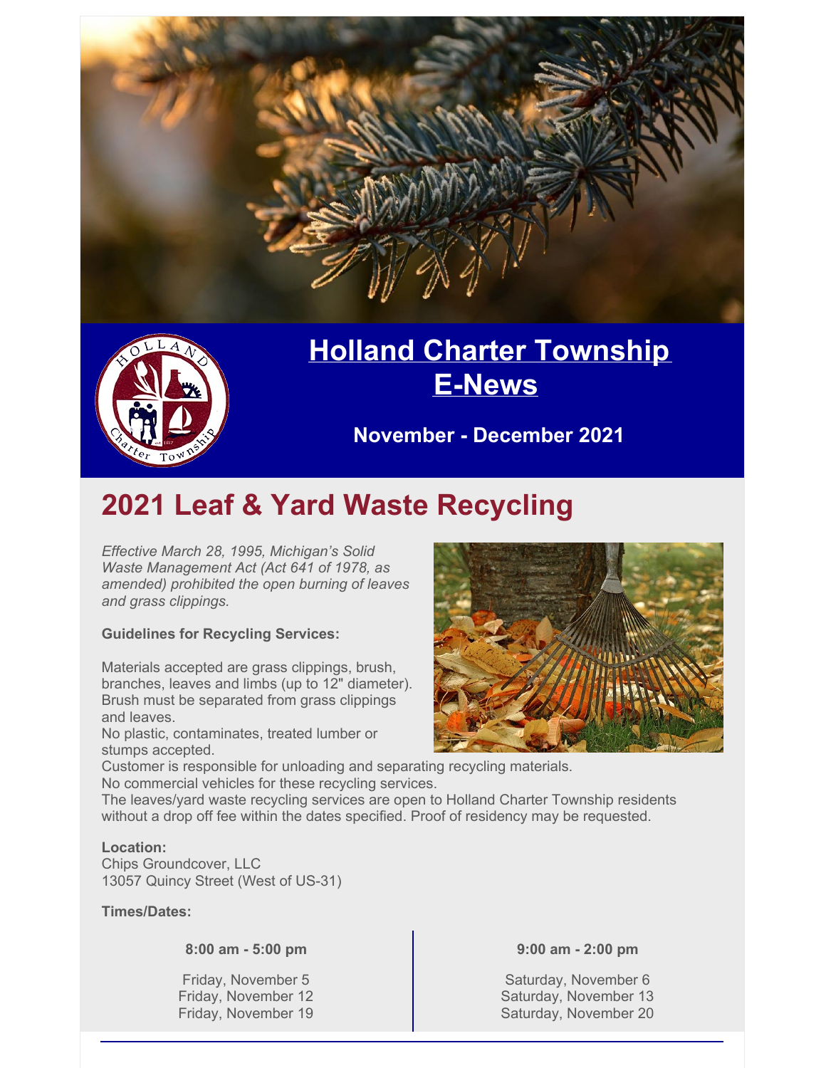# Holland Charter Township E-News

**November - December 2021**

## 2021 Leaf & Yard Waste Recycling

*Effective March 28, 1995, Michigan's Solid Waste Management Act (Act 641 of 1978, as amended) prohibited the open burning of leaves and grass clippings.*

**Guidelines for Recycling Services:**

Materials accepted are grass clippings, brush, branches, leaves and limbs (up to 12" diameter). Brush must be separated from grass clippings and leaves.
No plastic, contaminates, treated lumber or stumps accepted.
Customer is responsible for unloading and separating recycling materials.
No commercial vehicles for these recycling services.
The leaves/yard waste recycling services are open to Holland Charter Township residents without a drop off fee within the dates specified. Proof of residency may be requested.

**Location:**
Chips Groundcover, LLC
13057 Quincy Street (West of US-31)

**Times/Dates:**

**8:00 am - 5:00 pm**

Friday, November 5
Friday, November 12
Friday, November 19

**9:00 am - 2:00 pm**

Saturday, November 6
Saturday, November 13
Saturday, November 20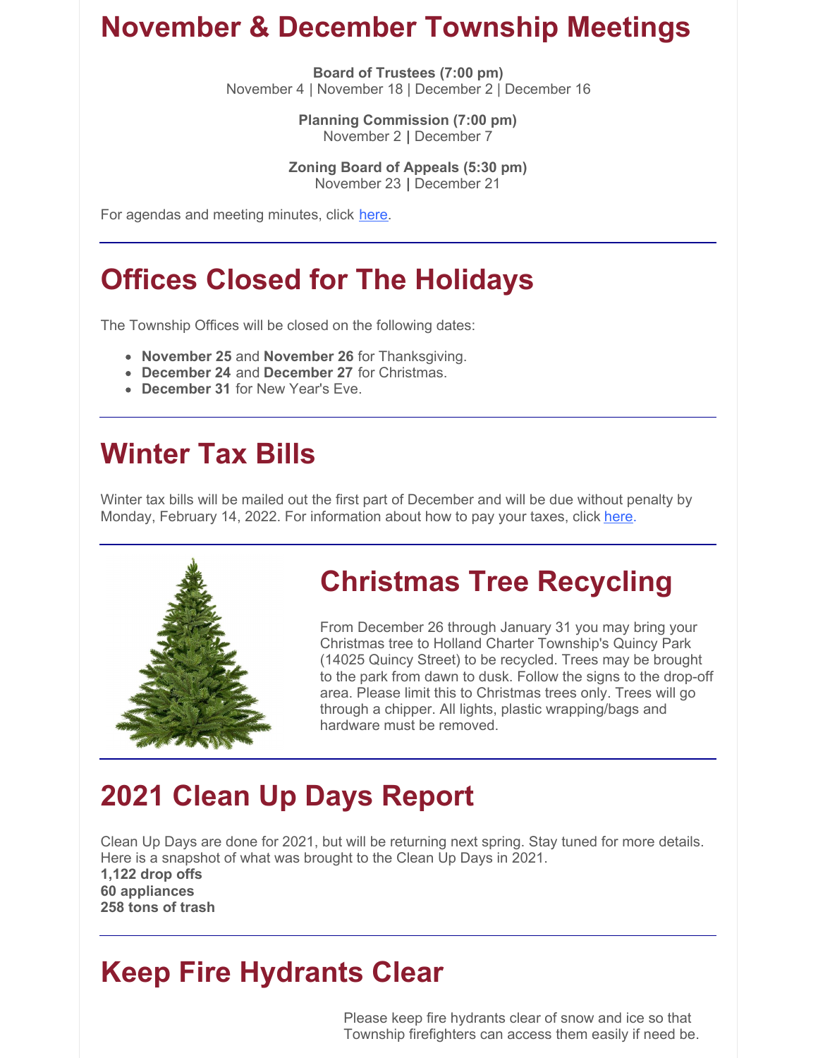# November & December Township Meetings

**Board of Trustees (7:00 pm)**
November 4 | November 18 | December 2 | December 16

**Planning Commission (7:00 pm)**
November 2 **|** December 7

**Zoning Board of Appeals (5:30 pm)**
November 23 **|** December 21

For agendas and meeting minutes, click here.

---

# Offices Closed for The Holidays

The Township Offices will be closed on the following dates:

- **November 25** and **November 26** for Thanksgiving.
- **December 24** and **December 27** for Christmas.
- **December 31** for New Year's Eve.

---

# Winter Tax Bills

Winter tax bills will be mailed out the first part of December and will be due without penalty by Monday, February 14, 2022. For information about how to pay your taxes, click here.

---

# Christmas Tree Recycling

From December 26 through January 31 you may bring your Christmas tree to Holland Charter Township's Quincy Park (14025 Quincy Street) to be recycled. Trees may be brought to the park from dawn to dusk. Follow the signs to the drop-off area. Please limit this to Christmas trees only. Trees will go through a chipper. All lights, plastic wrapping/bags and hardware must be removed.

---

# 2021 Clean Up Days Report

Clean Up Days are done for 2021, but will be returning next spring. Stay tuned for more details. Here is a snapshot of what was brought to the Clean Up Days in 2021.
**1,122 drop offs**
**60 appliances**
**258 tons of trash**

---

# Keep Fire Hydrants Clear

Please keep fire hydrants clear of snow and ice so that Township firefighters can access them easily if need be.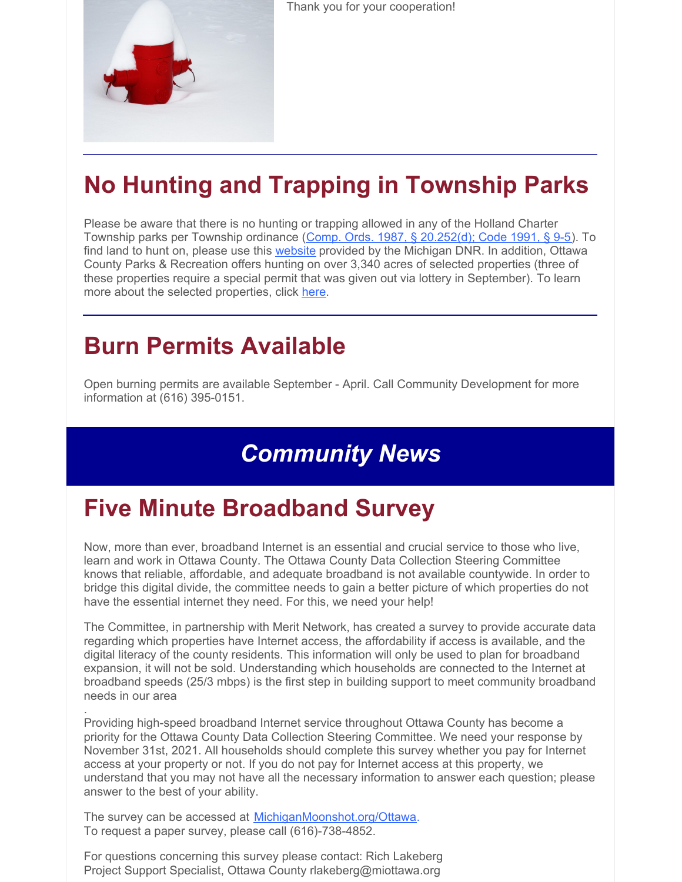Thank you for your cooperation!

## No Hunting and Trapping in Township Parks

Please be aware that there is no hunting or trapping allowed in any of the Holland Charter Township parks per Township ordinance (Comp. Ords. 1987, § 20.252(d); Code 1991, § 9-5). To find land to hunt on, please use this website provided by the Michigan DNR. In addition, Ottawa County Parks & Recreation offers hunting on over 3,340 acres of selected properties (three of these properties require a special permit that was given out via lottery in September). To learn more about the selected properties, click here.

## Burn Permits Available

Open burning permits are available September - April. Call Community Development for more information at (616) 395-0151.

# *Community News*

## Five Minute Broadband Survey

Now, more than ever, broadband Internet is an essential and crucial service to those who live, learn and work in Ottawa County. The Ottawa County Data Collection Steering Committee knows that reliable, affordable, and adequate broadband is not available countywide. In order to bridge this digital divide, the committee needs to gain a better picture of which properties do not have the essential internet they need. For this, we need your help!

The Committee, in partnership with Merit Network, has created a survey to provide accurate data regarding which properties have Internet access, the affordability if access is available, and the digital literacy of the county residents. This information will only be used to plan for broadband expansion, it will not be sold. Understanding which households are connected to the Internet at broadband speeds (25/3 mbps) is the first step in building support to meet community broadband needs in our area

.
Providing high-speed broadband Internet service throughout Ottawa County has become a priority for the Ottawa County Data Collection Steering Committee. We need your response by November 31st, 2021. All households should complete this survey whether you pay for Internet access at your property or not. If you do not pay for Internet access at this property, we understand that you may not have all the necessary information to answer each question; please answer to the best of your ability.

The survey can be accessed at MichiganMoonshot.org/Ottawa.
To request a paper survey, please call (616)-738-4852.

For questions concerning this survey please contact: Rich Lakeberg
Project Support Specialist, Ottawa County rlakeberg@miottawa.org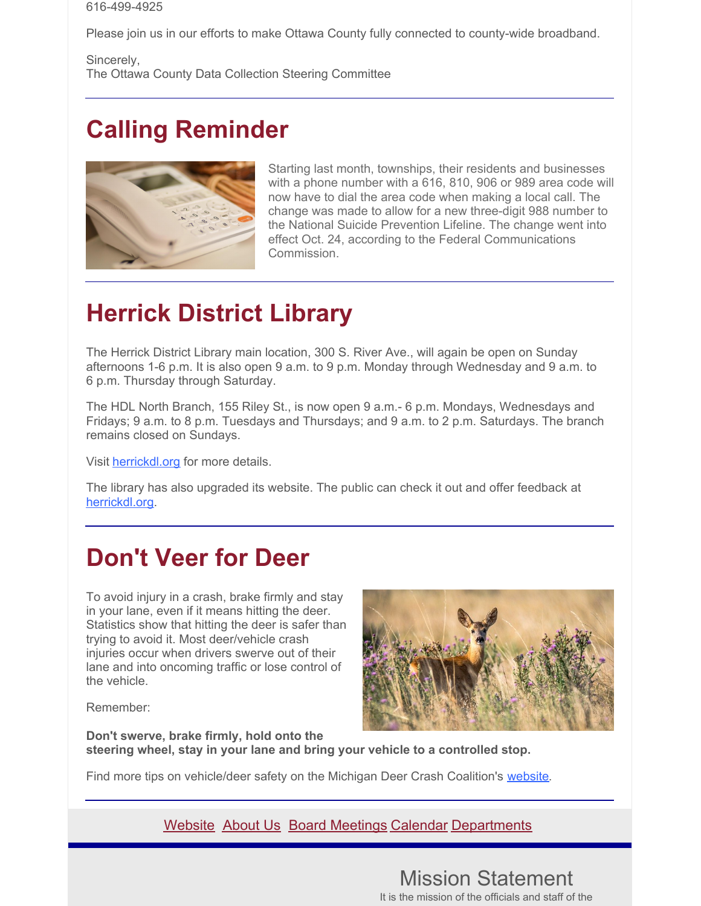616-499-4925

Please join us in our efforts to make Ottawa County fully connected to county-wide broadband.

Sincerely,
The Ottawa County Data Collection Steering Committee

# Calling Reminder

Starting last month, townships, their residents and businesses with a phone number with a 616, 810, 906 or 989 area code will now have to dial the area code when making a local call. The change was made to allow for a new three-digit 988 number to the National Suicide Prevention Lifeline. The change went into effect Oct. 24, according to the Federal Communications Commission.

# Herrick District Library

The Herrick District Library main location, 300 S. River Ave., will again be open on Sunday afternoons 1-6 p.m. It is also open 9 a.m. to 9 p.m. Monday through Wednesday and 9 a.m. to 6 p.m. Thursday through Saturday.

The HDL North Branch, 155 Riley St., is now open 9 a.m.- 6 p.m. Mondays, Wednesdays and Fridays; 9 a.m. to 8 p.m. Tuesdays and Thursdays; and 9 a.m. to 2 p.m. Saturdays. The branch remains closed on Sundays.

Visit herrickdl.org for more details.

The library has also upgraded its website. The public can check it out and offer feedback at herrickdl.org.

# Don't Veer for Deer

To avoid injury in a crash, brake firmly and stay in your lane, even if it means hitting the deer. Statistics show that hitting the deer is safer than trying to avoid it. Most deer/vehicle crash injuries occur when drivers swerve out of their lane and into oncoming traffic or lose control of the vehicle.

Remember:

**Don't swerve, brake firmly, hold onto the steering wheel, stay in your lane and bring your vehicle to a controlled stop.**

Find more tips on vehicle/deer safety on the Michigan Deer Crash Coalition's website.

Website About Us Board Meetings Calendar Departments

## Mission Statement

It is the mission of the officials and staff of the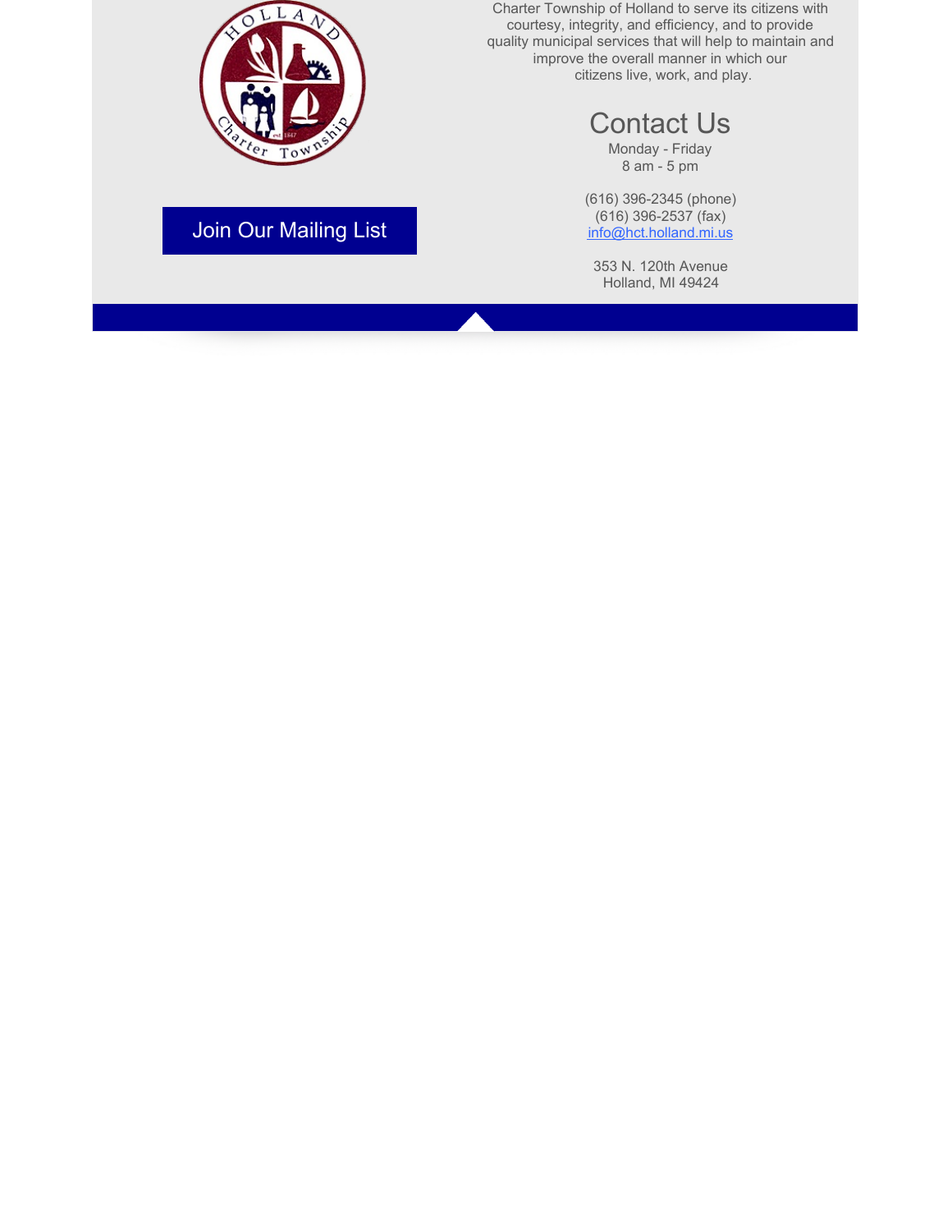Charter Township of Holland to serve its citizens with courtesy, integrity, and efficiency, and to provide quality municipal services that will help to maintain and improve the overall manner in which our citizens live, work, and play.

Join Our Mailing List

## Contact Us

Monday - Friday
8 am - 5 pm

(616) 396-2345 (phone)
(616) 396-2537 (fax)
info@hct.holland.mi.us

353 N. 120th Avenue
Holland, MI 49424